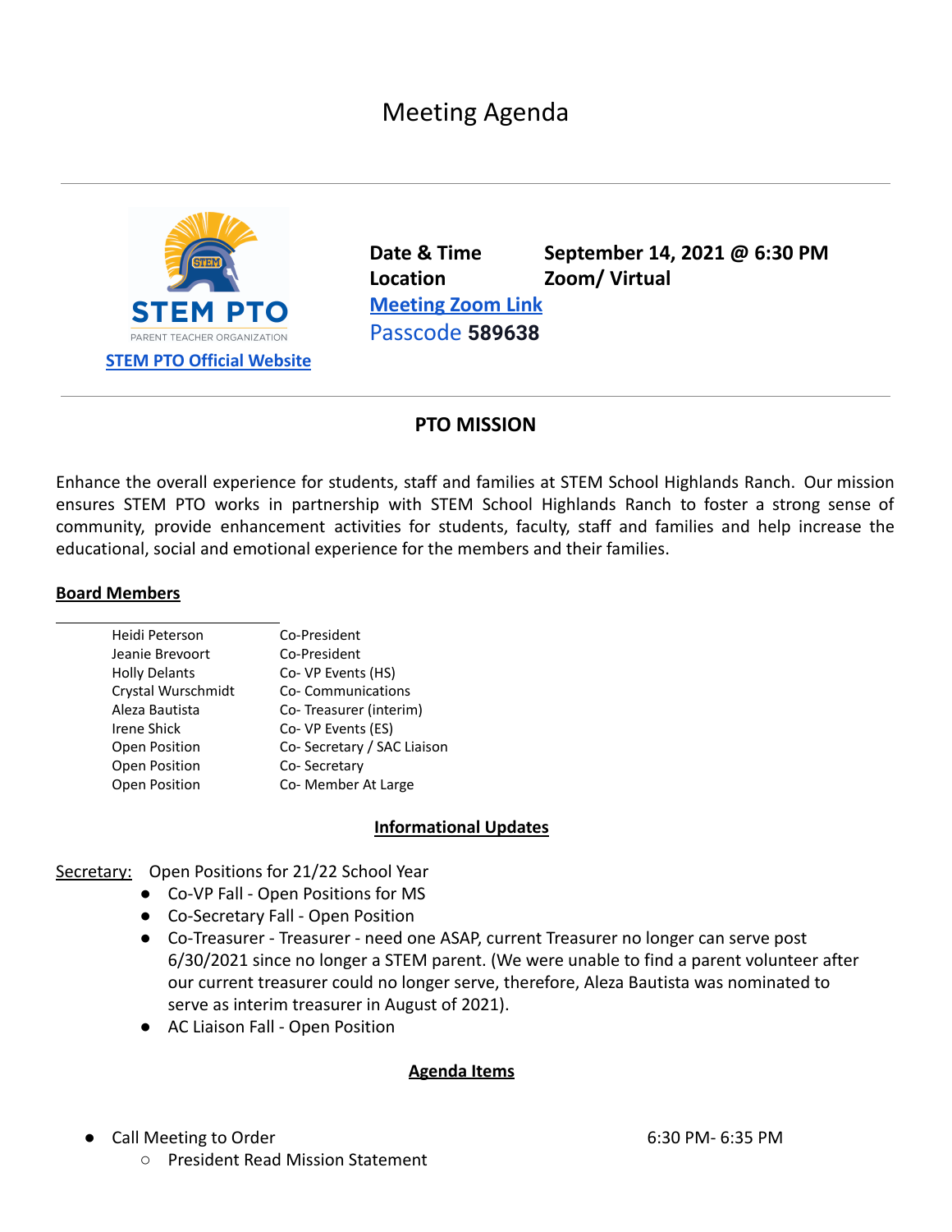# Meeting Agenda

STEM PTO
PARENT TEACHER ORGANIZATION

[STEM PTO Official Website]

**Date & Time** **September 14, 2021 @ 6:30 PM**
**Location** **Zoom/ Virtual**
**[Meeting Zoom Link]**
Passcode **589638**

## PTO MISSION

Enhance the overall experience for students, staff and families at STEM School Highlands Ranch. Our mission ensures STEM PTO works in partnership with STEM School Highlands Ranch to foster a strong sense of community, provide enhancement activities for students, faculty, staff and families and help increase the educational, social and emotional experience for the members and their families.

**Board Members**

| | |
|---|---|
| Heidi Peterson | Co-President |
| Jeanie Brevoort | Co-President |
| Holly Delants | Co- VP Events (HS) |
| Crystal Wurschmidt | Co- Communications |
| Aleza Bautista | Co- Treasurer (interim) |
| Irene Shick | Co- VP Events (ES) |
| Open Position | Co- Secretary / SAC Liaison |
| Open Position | Co- Secretary |
| Open Position | Co- Member At Large |

**Informational Updates**

Secretary: Open Positions for 21/22 School Year

- Co-VP Fall - Open Positions for MS
- Co-Secretary Fall - Open Position
- Co-Treasurer - Treasurer - need one ASAP, current Treasurer no longer can serve post 6/30/2021 since no longer a STEM parent. (We were unable to find a parent volunteer after our current treasurer could no longer serve, therefore, Aleza Bautista was nominated to serve as interim treasurer in August of 2021).
- AC Liaison Fall - Open Position

**Agenda Items**

- Call Meeting to Order 6:30 PM- 6:35 PM
  - President Read Mission Statement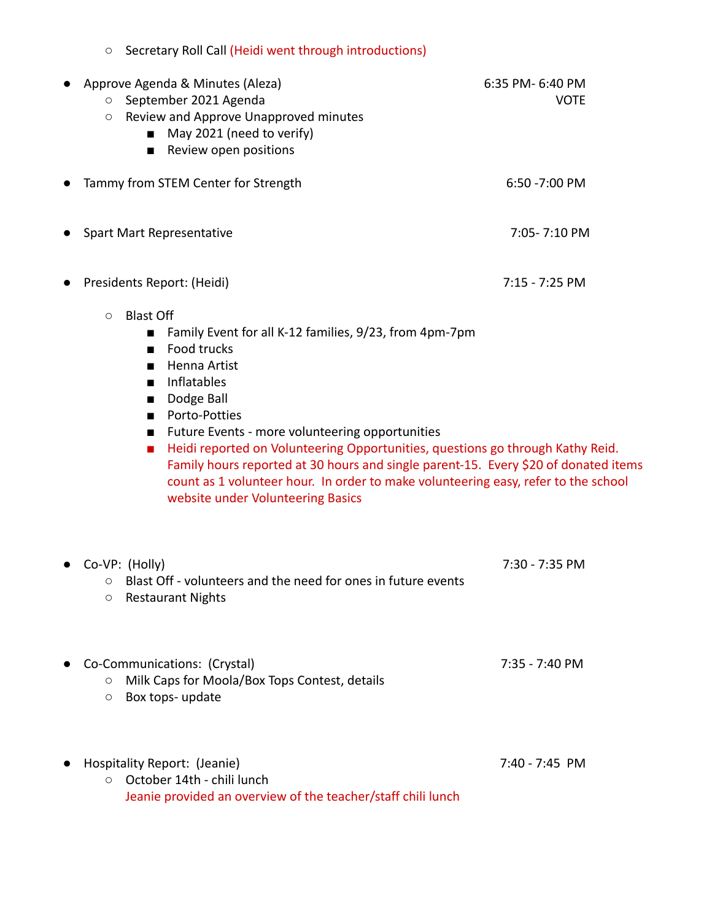- Secretary Roll Call (Heidi went through introductions)

- Approve Agenda & Minutes (Aleza) — 6:35 PM- 6:40 PM — VOTE
  - September 2021 Agenda
  - Review and Approve Unapproved minutes
    - May 2021 (need to verify)
    - Review open positions

- Tammy from STEM Center for Strength — 6:50 -7:00 PM

- Spart Mart Representative — 7:05- 7:10 PM

- Presidents Report: (Heidi) — 7:15 - 7:25 PM
  - Blast Off
    - Family Event for all K-12 families, 9/23, from 4pm-7pm
    - Food trucks
    - Henna Artist
    - Inflatables
    - Dodge Ball
    - Porto-Potties
    - Future Events - more volunteering opportunities
    - Heidi reported on Volunteering Opportunities, questions go through Kathy Reid. Family hours reported at 30 hours and single parent-15. Every $20 of donated items count as 1 volunteer hour. In order to make volunteering easy, refer to the school website under Volunteering Basics

- Co-VP: (Holly) — 7:30 - 7:35 PM
  - Blast Off - volunteers and the need for ones in future events
  - Restaurant Nights

- Co-Communications: (Crystal) — 7:35 - 7:40 PM
  - Milk Caps for Moola/Box Tops Contest, details
  - Box tops- update

- Hospitality Report: (Jeanie) — 7:40 - 7:45 PM
  - October 14th - chili lunch

    Jeanie provided an overview of the teacher/staff chili lunch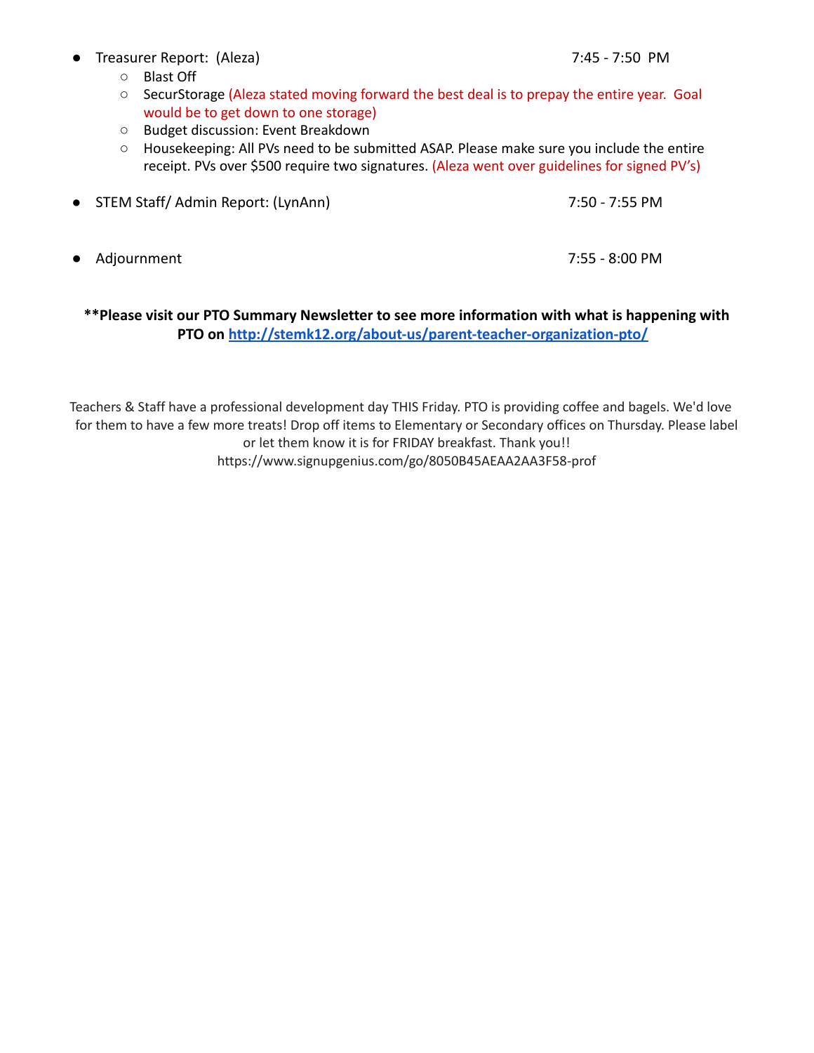- Treasurer Report: (Aleza) 7:45 - 7:50 PM
  - Blast Off
  - SecurStorage (Aleza stated moving forward the best deal is to prepay the entire year. Goal would be to get down to one storage)
  - Budget discussion: Event Breakdown
  - Housekeeping: All PVs need to be submitted ASAP. Please make sure you include the entire receipt. PVs over $500 require two signatures. (Aleza went over guidelines for signed PV's)
- STEM Staff/ Admin Report: (LynAnn) 7:50 - 7:55 PM
- Adjournment 7:55 - 8:00 PM

**\*\*Please visit our PTO Summary Newsletter to see more information with what is happening with PTO on [http://stemk12.org/about-us/parent-teacher-organization-pto/](http://stemk12.org/about-us/parent-teacher-organization-pto/)**

Teachers & Staff have a professional development day THIS Friday. PTO is providing coffee and bagels. We'd love for them to have a few more treats! Drop off items to Elementary or Secondary offices on Thursday. Please label or let them know it is for FRIDAY breakfast. Thank you!!
https://www.signupgenius.com/go/8050B45AEAA2AA3F58-prof